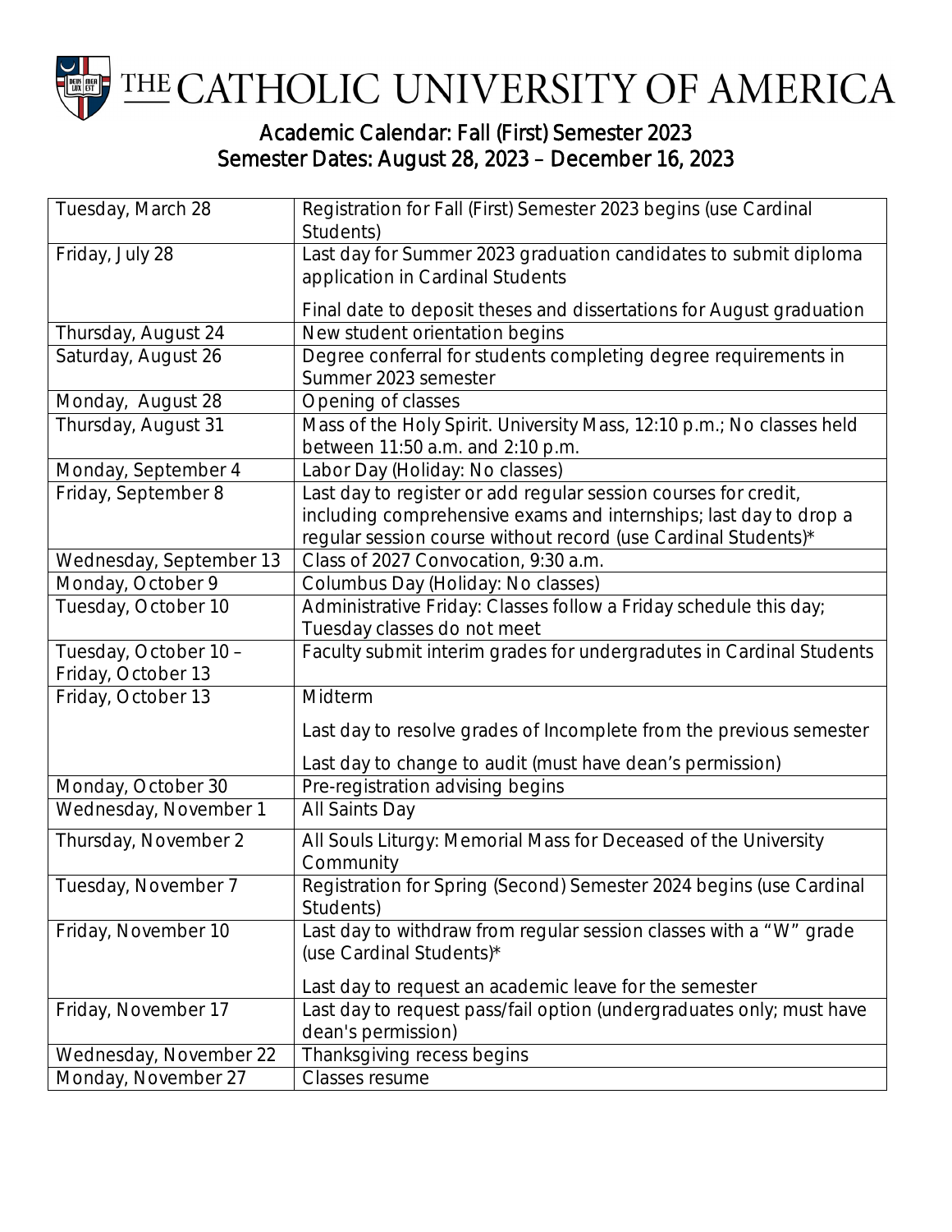# THE CATHOLIC UNIVERSITY OF AMERICA

## Academic Calendar: Fall (First) Semester 2023
## Semester Dates: August 28, 2023 – December 16, 2023

| Date | Event |
|---|---|
| Tuesday, March 28 | Registration for Fall (First) Semester 2023 begins (use Cardinal Students) |
| Friday, July 28 | Last day for Summer 2023 graduation candidates to submit diploma application in Cardinal Students<br><br>Final date to deposit theses and dissertations for August graduation |
| Thursday, August 24 | New student orientation begins |
| Saturday, August 26 | Degree conferral for students completing degree requirements in Summer 2023 semester |
| Monday, August 28 | Opening of classes |
| Thursday, August 31 | Mass of the Holy Spirit. University Mass, 12:10 p.m.; No classes held between 11:50 a.m. and 2:10 p.m. |
| Monday, September 4 | Labor Day (Holiday: No classes) |
| Friday, September 8 | Last day to register or add regular session courses for credit, including comprehensive exams and internships; last day to drop a regular session course without record (use Cardinal Students)* |
| Wednesday, September 13 | Class of 2027 Convocation, 9:30 a.m. |
| Monday, October 9 | Columbus Day (Holiday: No classes) |
| Tuesday, October 10 | Administrative Friday: Classes follow a Friday schedule this day; Tuesday classes do not meet |
| Tuesday, October 10 – Friday, October 13 | Faculty submit interim grades for undergradutes in Cardinal Students |
| Friday, October 13 | Midterm<br><br>Last day to resolve grades of Incomplete from the previous semester<br><br>Last day to change to audit (must have dean's permission) |
| Monday, October 30 | Pre-registration advising begins |
| Wednesday, November 1 | All Saints Day |
| Thursday, November 2 | All Souls Liturgy: Memorial Mass for Deceased of the University Community |
| Tuesday, November 7 | Registration for Spring (Second) Semester 2024 begins (use Cardinal Students) |
| Friday, November 10 | Last day to withdraw from regular session classes with a "W" grade (use Cardinal Students)*<br><br>Last day to request an academic leave for the semester |
| Friday, November 17 | Last day to request pass/fail option (undergraduates only; must have dean's permission) |
| Wednesday, November 22 | Thanksgiving recess begins |
| Monday, November 27 | Classes resume |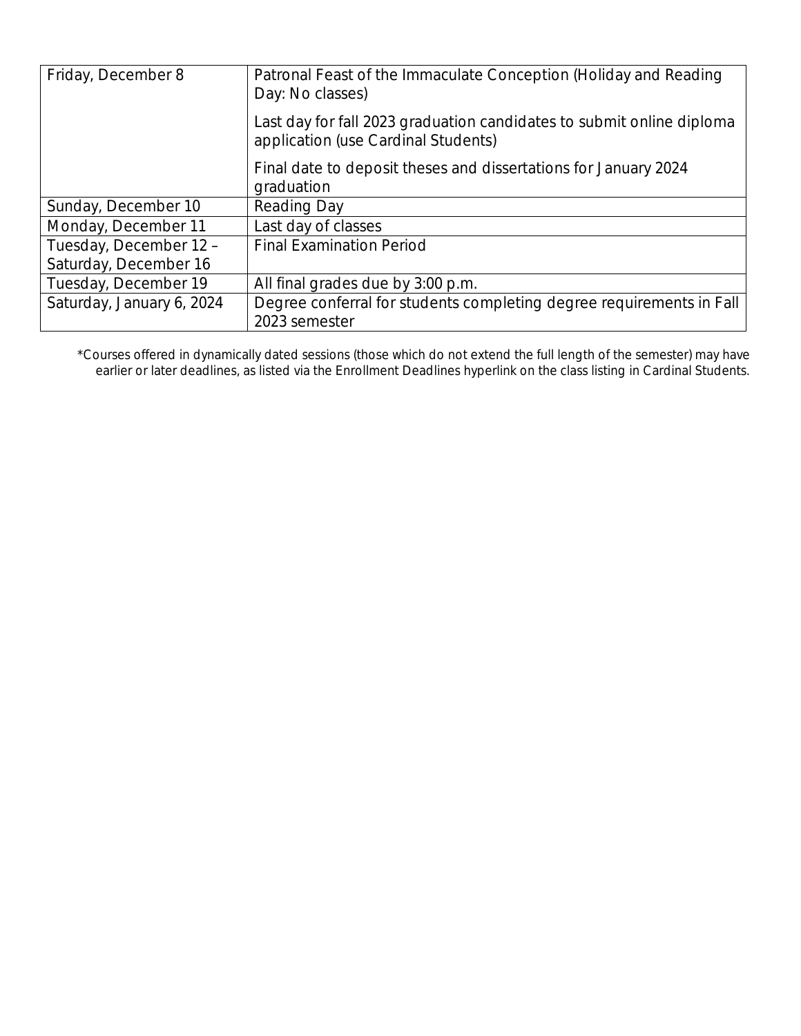| | |
|---|---|
| Friday, December 8 | Patronal Feast of the Immaculate Conception (Holiday and Reading Day: No classes)<br><br>Last day for fall 2023 graduation candidates to submit online diploma application (use Cardinal Students)<br><br>Final date to deposit theses and dissertations for January 2024 graduation |
| Sunday, December 10 | Reading Day |
| Monday, December 11 | Last day of classes |
| Tuesday, December 12 – Saturday, December 16 | Final Examination Period |
| Tuesday, December 19 | All final grades due by 3:00 p.m. |
| Saturday, January 6, 2024 | Degree conferral for students completing degree requirements in Fall 2023 semester |

*Courses offered in dynamically dated sessions (those which do not extend the full length of the semester) may have earlier or later deadlines, as listed via the Enrollment Deadlines hyperlink on the class listing in Cardinal Students.